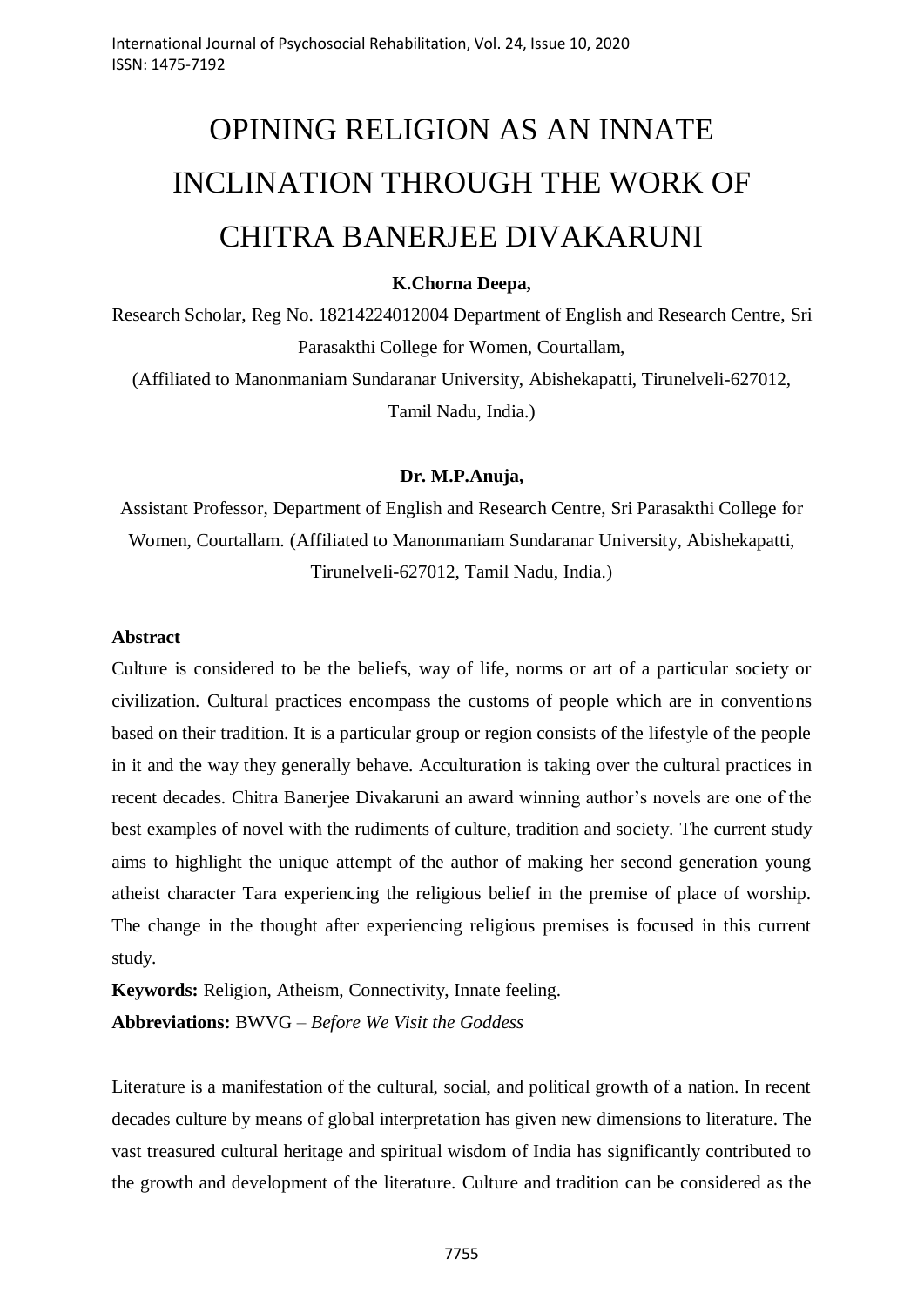# OPINING RELIGION AS AN INNATE INCLINATION THROUGH THE WORK OF CHITRA BANERJEE DIVAKARUNI

**K.Chorna Deepa,**

Research Scholar, Reg No. 18214224012004 Department of English and Research Centre, Sri Parasakthi College for Women, Courtallam,

(Affiliated to Manonmaniam Sundaranar University, Abishekapatti, Tirunelveli-627012, Tamil Nadu, India.)

**Dr. M.P.Anuja,**

Assistant Professor, Department of English and Research Centre, Sri Parasakthi College for Women, Courtallam. (Affiliated to Manonmaniam Sundaranar University, Abishekapatti, Tirunelveli-627012, Tamil Nadu, India.)

**Abstract**

Culture is considered to be the beliefs, way of life, norms or art of a particular society or civilization. Cultural practices encompass the customs of people which are in conventions based on their tradition. It is a particular group or region consists of the lifestyle of the people in it and the way they generally behave. Acculturation is taking over the cultural practices in recent decades. Chitra Banerjee Divakaruni an award winning author's novels are one of the best examples of novel with the rudiments of culture, tradition and society. The current study aims to highlight the unique attempt of the author of making her second generation young atheist character Tara experiencing the religious belief in the premise of place of worship. The change in the thought after experiencing religious premises is focused in this current study.

**Keywords:** Religion, Atheism, Connectivity, Innate feeling.

**Abbreviations:** BWVG – *Before We Visit the Goddess*

Literature is a manifestation of the cultural, social, and political growth of a nation. In recent decades culture by means of global interpretation has given new dimensions to literature. The vast treasured cultural heritage and spiritual wisdom of India has significantly contributed to the growth and development of the literature. Culture and tradition can be considered as the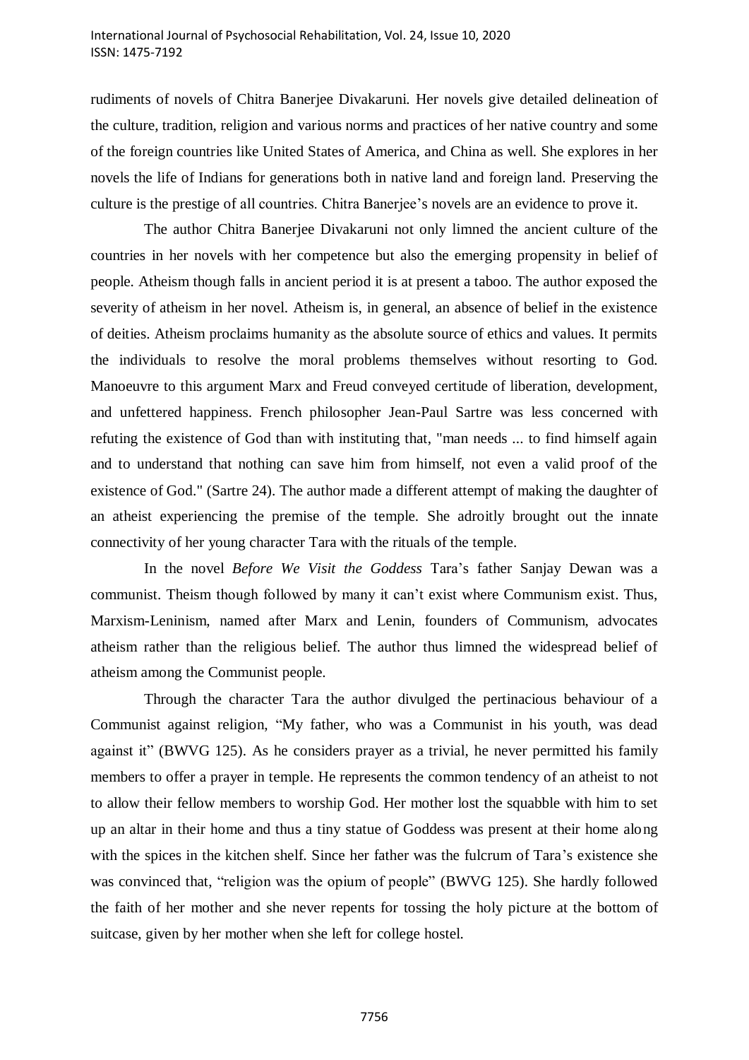rudiments of novels of Chitra Banerjee Divakaruni. Her novels give detailed delineation of the culture, tradition, religion and various norms and practices of her native country and some of the foreign countries like United States of America, and China as well. She explores in her novels the life of Indians for generations both in native land and foreign land. Preserving the culture is the prestige of all countries. Chitra Banerjee's novels are an evidence to prove it.

The author Chitra Banerjee Divakaruni not only limned the ancient culture of the countries in her novels with her competence but also the emerging propensity in belief of people. Atheism though falls in ancient period it is at present a taboo. The author exposed the severity of atheism in her novel. Atheism is, in general, an absence of belief in the existence of deities. Atheism proclaims humanity as the absolute source of ethics and values. It permits the individuals to resolve the moral problems themselves without resorting to God. Manoeuvre to this argument Marx and Freud conveyed certitude of liberation, development, and unfettered happiness. French philosopher Jean-Paul Sartre was less concerned with refuting the existence of God than with instituting that, "man needs ... to find himself again and to understand that nothing can save him from himself, not even a valid proof of the existence of God." (Sartre 24). The author made a different attempt of making the daughter of an atheist experiencing the premise of the temple. She adroitly brought out the innate connectivity of her young character Tara with the rituals of the temple.

In the novel *Before We Visit the Goddess* Tara's father Sanjay Dewan was a communist. Theism though followed by many it can't exist where Communism exist. Thus, Marxism-Leninism, named after Marx and Lenin, founders of Communism, advocates atheism rather than the religious belief. The author thus limned the widespread belief of atheism among the Communist people.

Through the character Tara the author divulged the pertinacious behaviour of a Communist against religion, "My father, who was a Communist in his youth, was dead against it" (BWVG 125). As he considers prayer as a trivial, he never permitted his family members to offer a prayer in temple. He represents the common tendency of an atheist to not to allow their fellow members to worship God. Her mother lost the squabble with him to set up an altar in their home and thus a tiny statue of Goddess was present at their home along with the spices in the kitchen shelf. Since her father was the fulcrum of Tara's existence she was convinced that, "religion was the opium of people" (BWVG 125). She hardly followed the faith of her mother and she never repents for tossing the holy picture at the bottom of suitcase, given by her mother when she left for college hostel.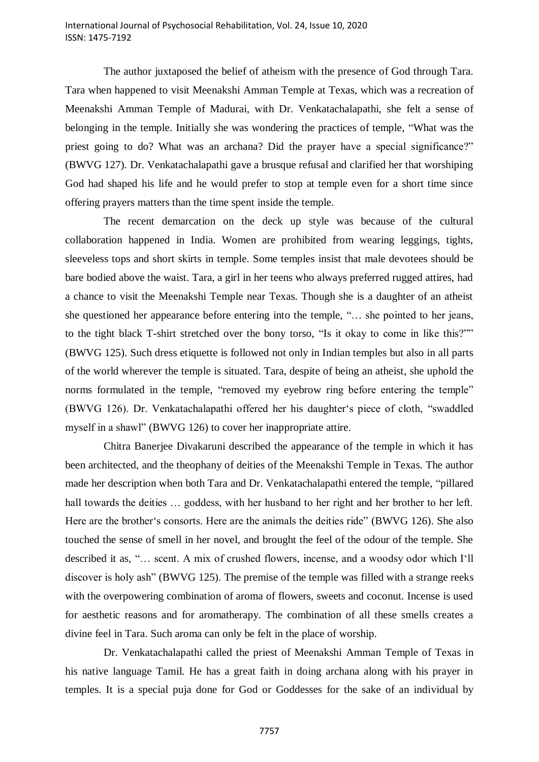The author juxtaposed the belief of atheism with the presence of God through Tara. Tara when happened to visit Meenakshi Amman Temple at Texas, which was a recreation of Meenakshi Amman Temple of Madurai, with Dr. Venkatachalapathi, she felt a sense of belonging in the temple. Initially she was wondering the practices of temple, "What was the priest going to do? What was an archana? Did the prayer have a special significance?" (BWVG 127). Dr. Venkatachalapathi gave a brusque refusal and clarified her that worshiping God had shaped his life and he would prefer to stop at temple even for a short time since offering prayers matters than the time spent inside the temple.

The recent demarcation on the deck up style was because of the cultural collaboration happened in India. Women are prohibited from wearing leggings, tights, sleeveless tops and short skirts in temple. Some temples insist that male devotees should be bare bodied above the waist. Tara, a girl in her teens who always preferred rugged attires, had a chance to visit the Meenakshi Temple near Texas. Though she is a daughter of an atheist she questioned her appearance before entering into the temple, "… she pointed to her jeans, to the tight black T-shirt stretched over the bony torso, "Is it okay to come in like this?"" (BWVG 125). Such dress etiquette is followed not only in Indian temples but also in all parts of the world wherever the temple is situated. Tara, despite of being an atheist, she uphold the norms formulated in the temple, "removed my eyebrow ring before entering the temple" (BWVG 126). Dr. Venkatachalapathi offered her his daughter's piece of cloth, "swaddled myself in a shawl" (BWVG 126) to cover her inappropriate attire.

Chitra Banerjee Divakaruni described the appearance of the temple in which it has been architected, and the theophany of deities of the Meenakshi Temple in Texas. The author made her description when both Tara and Dr. Venkatachalapathi entered the temple, "pillared hall towards the deities … goddess, with her husband to her right and her brother to her left. Here are the brother's consorts. Here are the animals the deities ride" (BWVG 126). She also touched the sense of smell in her novel, and brought the feel of the odour of the temple. She described it as, "… scent. A mix of crushed flowers, incense, and a woodsy odor which I'll discover is holy ash" (BWVG 125). The premise of the temple was filled with a strange reeks with the overpowering combination of aroma of flowers, sweets and coconut. Incense is used for aesthetic reasons and for aromatherapy. The combination of all these smells creates a divine feel in Tara. Such aroma can only be felt in the place of worship.

Dr. Venkatachalapathi called the priest of Meenakshi Amman Temple of Texas in his native language Tamil. He has a great faith in doing archana along with his prayer in temples. It is a special puja done for God or Goddesses for the sake of an individual by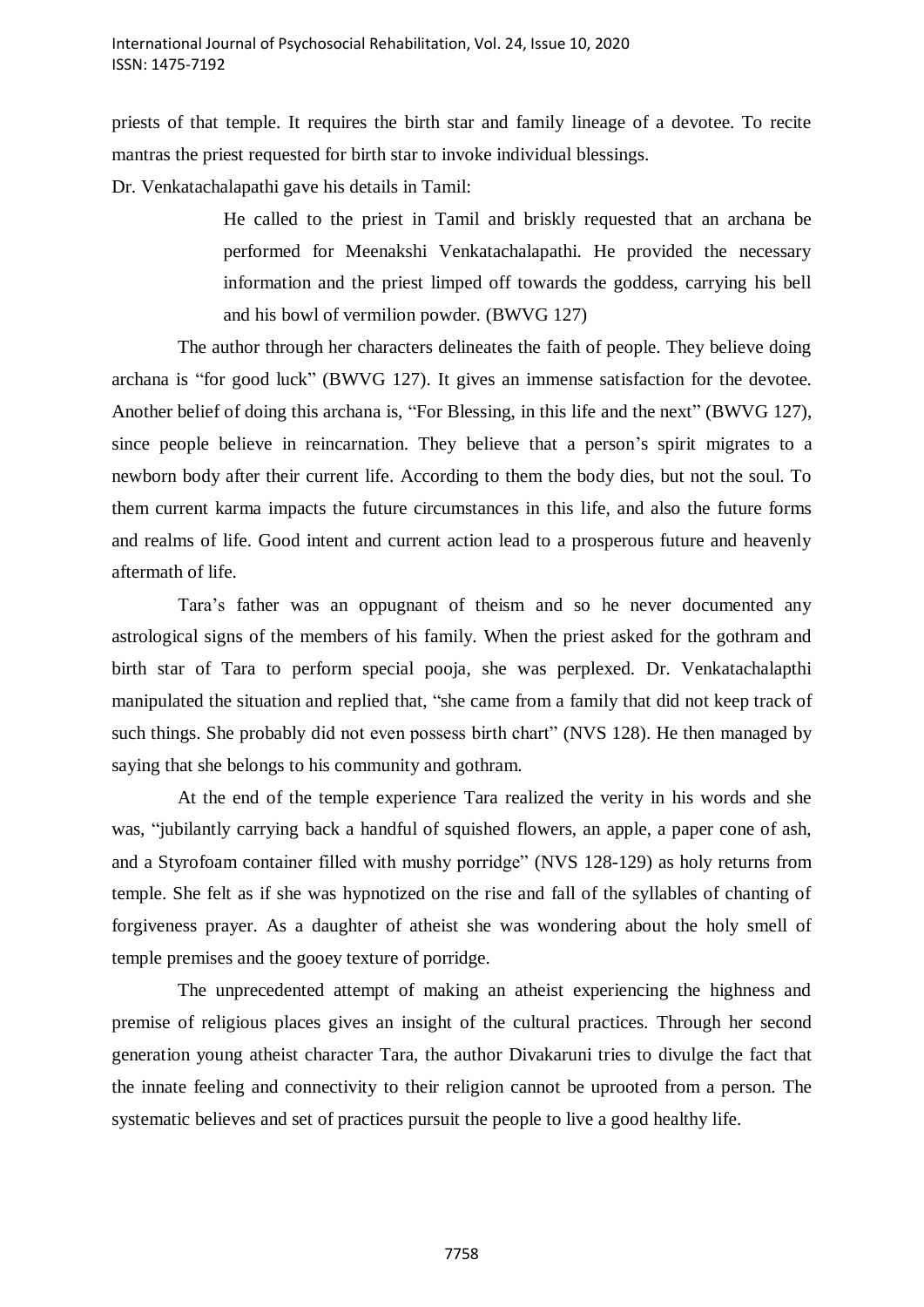priests of that temple. It requires the birth star and family lineage of a devotee. To recite mantras the priest requested for birth star to invoke individual blessings.

Dr. Venkatachalapathi gave his details in Tamil:

> He called to the priest in Tamil and briskly requested that an archana be performed for Meenakshi Venkatachalapathi. He provided the necessary information and the priest limped off towards the goddess, carrying his bell and his bowl of vermilion powder. (BWVG 127)

The author through her characters delineates the faith of people. They believe doing archana is "for good luck" (BWVG 127). It gives an immense satisfaction for the devotee. Another belief of doing this archana is, "For Blessing, in this life and the next" (BWVG 127), since people believe in reincarnation. They believe that a person's spirit migrates to a newborn body after their current life. According to them the body dies, but not the soul. To them current karma impacts the future circumstances in this life, and also the future forms and realms of life. Good intent and current action lead to a prosperous future and heavenly aftermath of life.

Tara's father was an oppugnant of theism and so he never documented any astrological signs of the members of his family. When the priest asked for the gothram and birth star of Tara to perform special pooja, she was perplexed. Dr. Venkatachalapthi manipulated the situation and replied that, "she came from a family that did not keep track of such things. She probably did not even possess birth chart" (NVS 128). He then managed by saying that she belongs to his community and gothram.

At the end of the temple experience Tara realized the verity in his words and she was, "jubilantly carrying back a handful of squished flowers, an apple, a paper cone of ash, and a Styrofoam container filled with mushy porridge" (NVS 128-129) as holy returns from temple. She felt as if she was hypnotized on the rise and fall of the syllables of chanting of forgiveness prayer. As a daughter of atheist she was wondering about the holy smell of temple premises and the gooey texture of porridge.

The unprecedented attempt of making an atheist experiencing the highness and premise of religious places gives an insight of the cultural practices. Through her second generation young atheist character Tara, the author Divakaruni tries to divulge the fact that the innate feeling and connectivity to their religion cannot be uprooted from a person. The systematic believes and set of practices pursuit the people to live a good healthy life.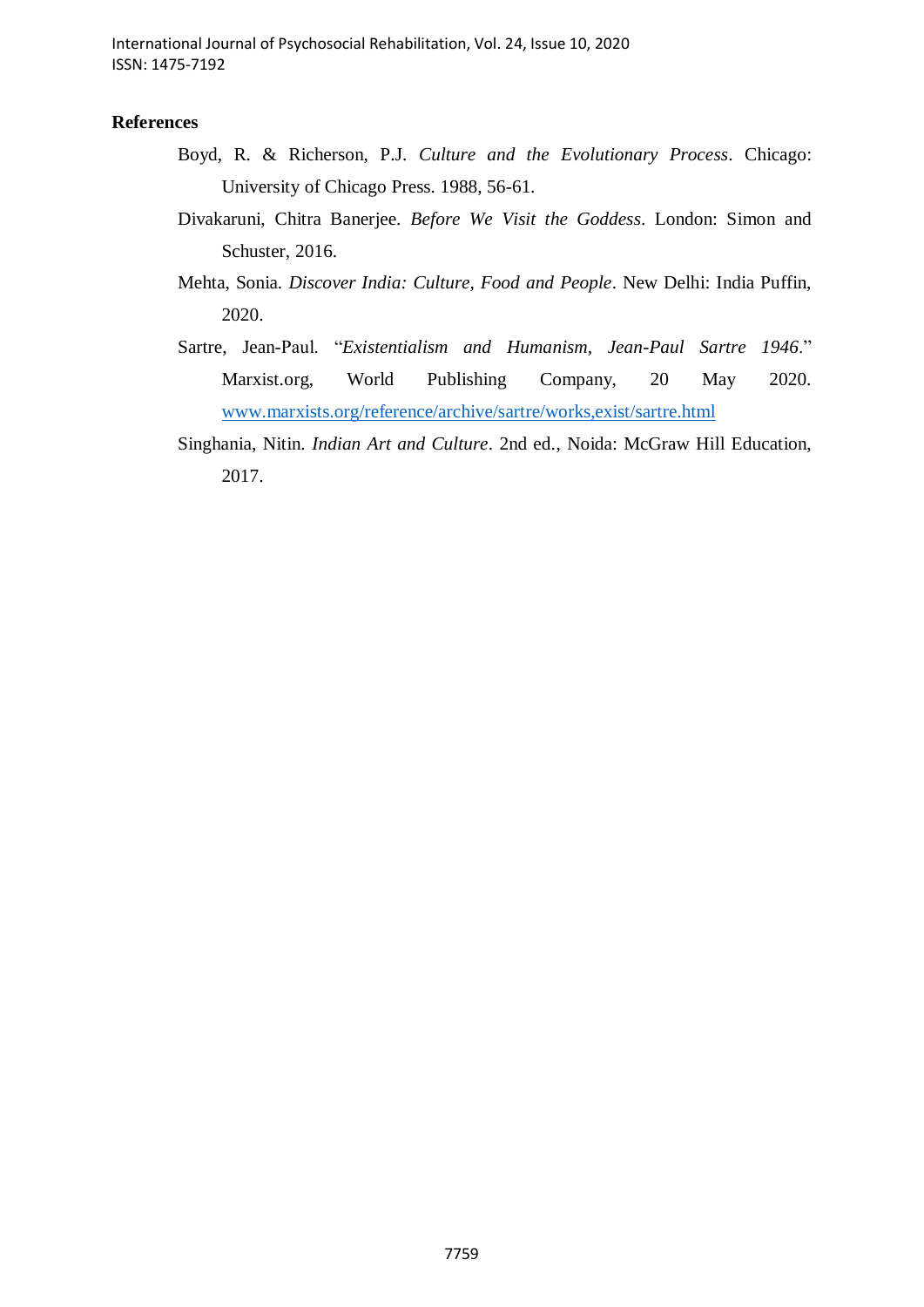**References**

Boyd, R. & Richerson, P.J. *Culture and the Evolutionary Process*. Chicago: University of Chicago Press. 1988, 56-61.

Divakaruni, Chitra Banerjee. *Before We Visit the Goddess*. London: Simon and Schuster, 2016.

Mehta, Sonia. *Discover India: Culture, Food and People*. New Delhi: India Puffin, 2020.

Sartre, Jean-Paul. "*Existentialism and Humanism, Jean-Paul Sartre 1946*." Marxist.org, World Publishing Company, 20 May 2020. www.marxists.org/reference/archive/sartre/works,exist/sartre.html

Singhania, Nitin. *Indian Art and Culture*. 2nd ed., Noida: McGraw Hill Education, 2017.